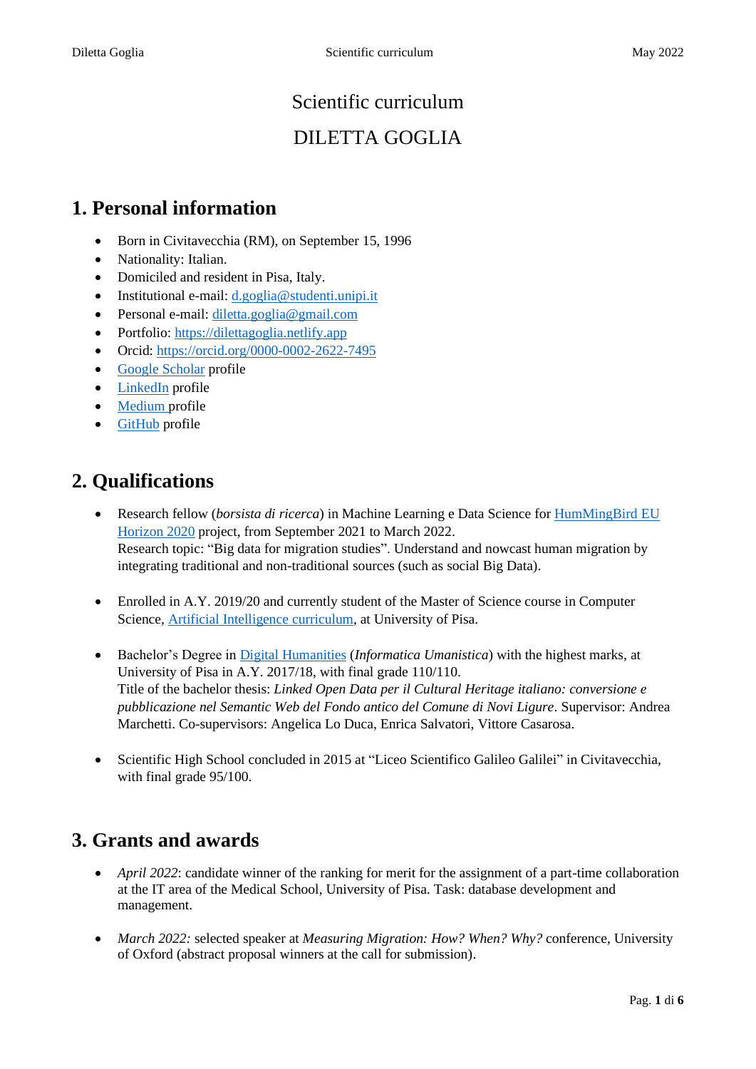Scientific curriculum

DILETTA GOGLIA

# 1. Personal information

- Born in Civitavecchia (RM), on September 15, 1996
- Nationality: Italian.
- Domiciled and resident in Pisa, Italy.
- Institutional e-mail: d.goglia@studenti.unipi.it
- Personal e-mail: diletta.goglia@gmail.com
- Portfolio: https://dilettagoglia.netlify.app
- Orcid: https://orcid.org/0000-0002-2622-7495
- Google Scholar profile
- LinkedIn profile
- Medium profile
- GitHub profile

# 2. Qualifications

- Research fellow (*borsista di ricerca*) in Machine Learning e Data Science for HumMingBird EU Horizon 2020 project, from September 2021 to March 2022.
  Research topic: "Big data for migration studies". Understand and nowcast human migration by integrating traditional and non-traditional sources (such as social Big Data).

- Enrolled in A.Y. 2019/20 and currently student of the Master of Science course in Computer Science, Artificial Intelligence curriculum, at University of Pisa.

- Bachelor's Degree in Digital Humanities (*Informatica Umanistica*) with the highest marks, at University of Pisa in A.Y. 2017/18, with final grade 110/110.
  Title of the bachelor thesis: *Linked Open Data per il Cultural Heritage italiano: conversione e pubblicazione nel Semantic Web del Fondo antico del Comune di Novi Ligure*. Supervisor: Andrea Marchetti. Co-supervisors: Angelica Lo Duca, Enrica Salvatori, Vittore Casarosa.

- Scientific High School concluded in 2015 at "Liceo Scientifico Galileo Galilei" in Civitavecchia, with final grade 95/100.

# 3. Grants and awards

- *April 2022*: candidate winner of the ranking for merit for the assignment of a part-time collaboration at the IT area of the Medical School, University of Pisa. Task: database development and management.

- *March 2022:* selected speaker at *Measuring Migration: How? When? Why?* conference, University of Oxford (abstract proposal winners at the call for submission).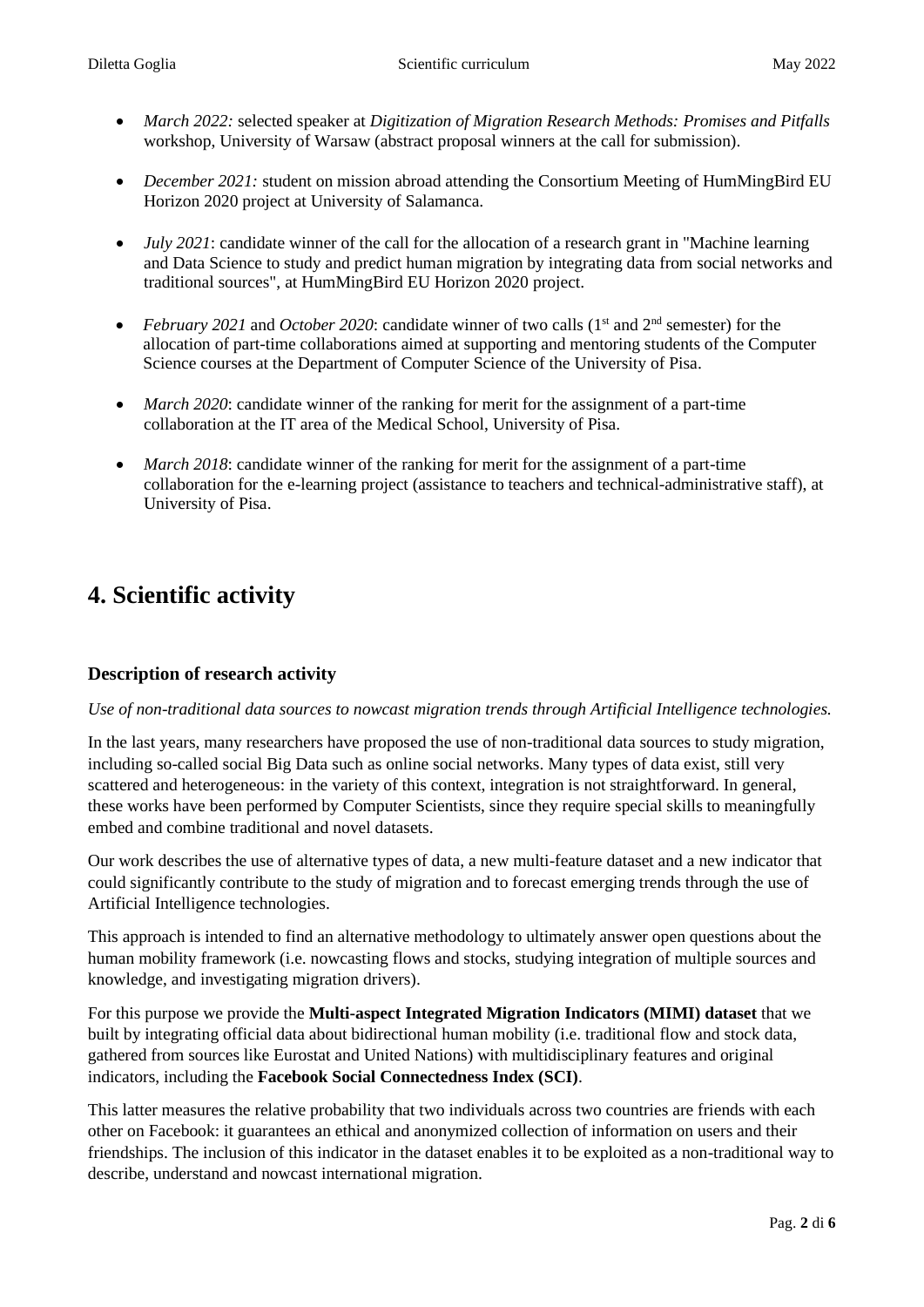- *March 2022:* selected speaker at *Digitization of Migration Research Methods: Promises and Pitfalls* workshop, University of Warsaw (abstract proposal winners at the call for submission).

- *December 2021:* student on mission abroad attending the Consortium Meeting of HumMingBird EU Horizon 2020 project at University of Salamanca.

- *July 2021*: candidate winner of the call for the allocation of a research grant in "Machine learning and Data Science to study and predict human migration by integrating data from social networks and traditional sources", at HumMingBird EU Horizon 2020 project.

- *February 2021* and *October 2020*: candidate winner of two calls (1st and 2nd semester) for the allocation of part-time collaborations aimed at supporting and mentoring students of the Computer Science courses at the Department of Computer Science of the University of Pisa.

- *March 2020*: candidate winner of the ranking for merit for the assignment of a part-time collaboration at the IT area of the Medical School, University of Pisa.

- *March 2018*: candidate winner of the ranking for merit for the assignment of a part-time collaboration for the e-learning project (assistance to teachers and technical-administrative staff), at University of Pisa.

# 4. Scientific activity

### Description of research activity

*Use of non-traditional data sources to nowcast migration trends through Artificial Intelligence technologies.*

In the last years, many researchers have proposed the use of non-traditional data sources to study migration, including so-called social Big Data such as online social networks. Many types of data exist, still very scattered and heterogeneous: in the variety of this context, integration is not straightforward. In general, these works have been performed by Computer Scientists, since they require special skills to meaningfully embed and combine traditional and novel datasets.

Our work describes the use of alternative types of data, a new multi-feature dataset and a new indicator that could significantly contribute to the study of migration and to forecast emerging trends through the use of Artificial Intelligence technologies.

This approach is intended to find an alternative methodology to ultimately answer open questions about the human mobility framework (i.e. nowcasting flows and stocks, studying integration of multiple sources and knowledge, and investigating migration drivers).

For this purpose we provide the **Multi-aspect Integrated Migration Indicators (MIMI) dataset** that we built by integrating official data about bidirectional human mobility (i.e. traditional flow and stock data, gathered from sources like Eurostat and United Nations) with multidisciplinary features and original indicators, including the **Facebook Social Connectedness Index (SCI)**.

This latter measures the relative probability that two individuals across two countries are friends with each other on Facebook: it guarantees an ethical and anonymized collection of information on users and their friendships. The inclusion of this indicator in the dataset enables it to be exploited as a non-traditional way to describe, understand and nowcast international migration.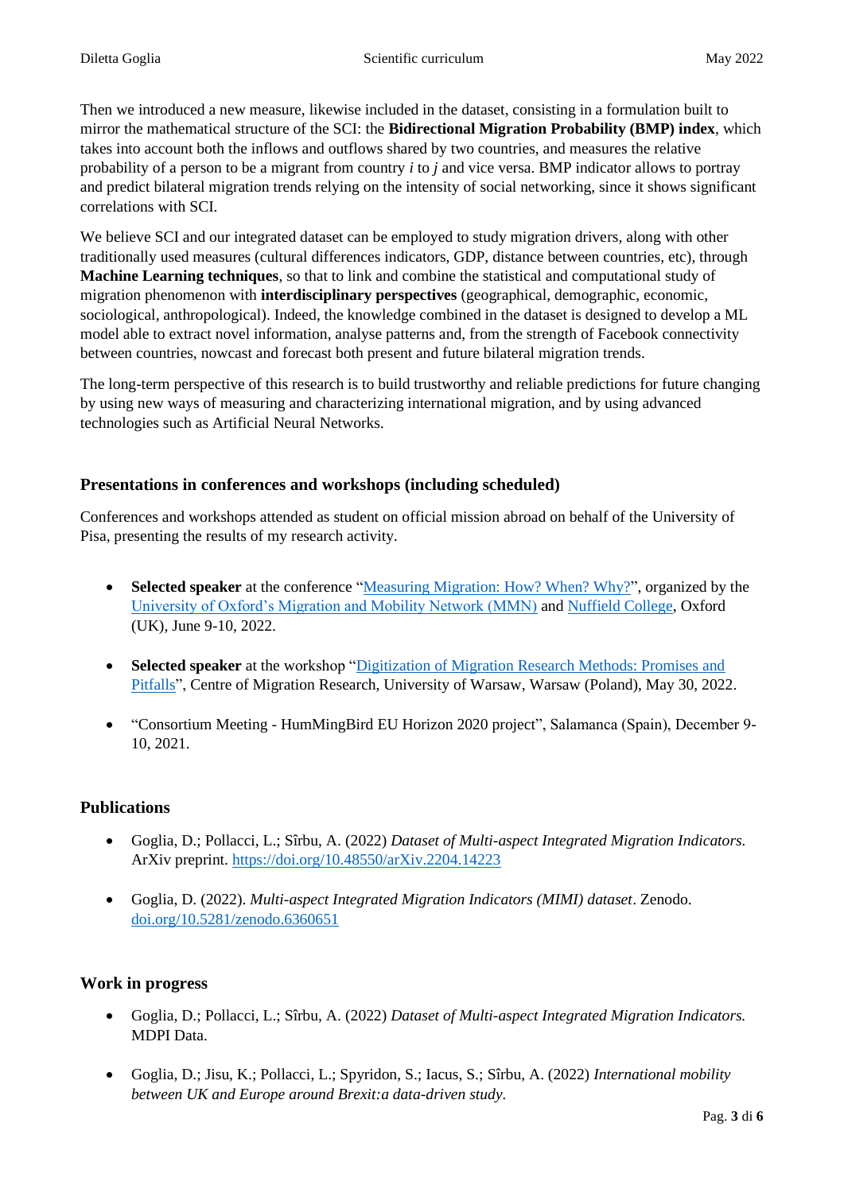Then we introduced a new measure, likewise included in the dataset, consisting in a formulation built to mirror the mathematical structure of the SCI: the **Bidirectional Migration Probability (BMP) index**, which takes into account both the inflows and outflows shared by two countries, and measures the relative probability of a person to be a migrant from country $i$ to $j$ and vice versa. BMP indicator allows to portray and predict bilateral migration trends relying on the intensity of social networking, since it shows significant correlations with SCI.

We believe SCI and our integrated dataset can be employed to study migration drivers, along with other traditionally used measures (cultural differences indicators, GDP, distance between countries, etc), through **Machine Learning techniques**, so that to link and combine the statistical and computational study of migration phenomenon with **interdisciplinary perspectives** (geographical, demographic, economic, sociological, anthropological). Indeed, the knowledge combined in the dataset is designed to develop a ML model able to extract novel information, analyse patterns and, from the strength of Facebook connectivity between countries, nowcast and forecast both present and future bilateral migration trends.

The long-term perspective of this research is to build trustworthy and reliable predictions for future changing by using new ways of measuring and characterizing international migration, and by using advanced technologies such as Artificial Neural Networks.

### Presentations in conferences and workshops (including scheduled)

Conferences and workshops attended as student on official mission abroad on behalf of the University of Pisa, presenting the results of my research activity.

- **Selected speaker** at the conference "Measuring Migration: How? When? Why?", organized by the University of Oxford's Migration and Mobility Network (MMN) and Nuffield College, Oxford (UK), June 9-10, 2022.
- **Selected speaker** at the workshop "Digitization of Migration Research Methods: Promises and Pitfalls", Centre of Migration Research, University of Warsaw, Warsaw (Poland), May 30, 2022.
- "Consortium Meeting - HumMingBird EU Horizon 2020 project", Salamanca (Spain), December 9-10, 2021.

### Publications

- Goglia, D.; Pollacci, L.; Sîrbu, A. (2022) *Dataset of Multi-aspect Integrated Migration Indicators.* ArXiv preprint. https://doi.org/10.48550/arXiv.2204.14223
- Goglia, D. (2022). *Multi-aspect Integrated Migration Indicators (MIMI) dataset*. Zenodo. doi.org/10.5281/zenodo.6360651

### Work in progress

- Goglia, D.; Pollacci, L.; Sîrbu, A. (2022) *Dataset of Multi-aspect Integrated Migration Indicators.* MDPI Data.
- Goglia, D.; Jisu, K.; Pollacci, L.; Spyridon, S.; Iacus, S.; Sîrbu, A. (2022) *International mobility between UK and Europe around Brexit:a data-driven study.*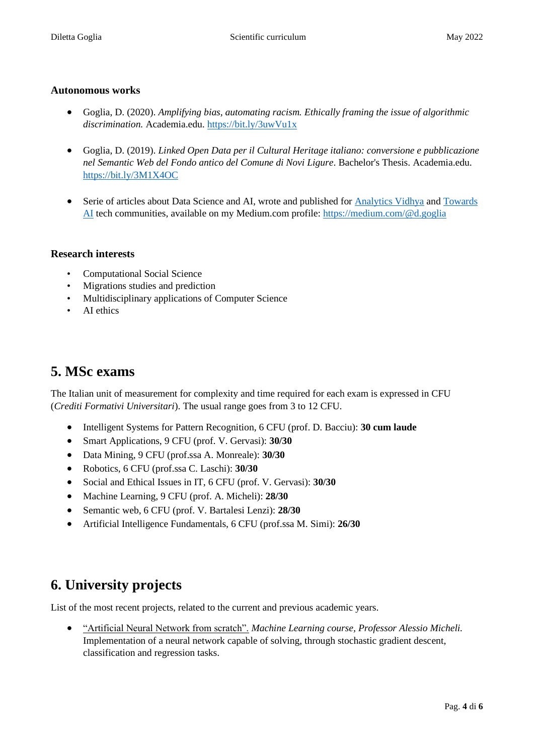### Autonomous works

- Goglia, D. (2020). *Amplifying bias, automating racism. Ethically framing the issue of algorithmic discrimination.* Academia.edu. https://bit.ly/3uwVu1x

- Goglia, D. (2019). *Linked Open Data per il Cultural Heritage italiano: conversione e pubblicazione nel Semantic Web del Fondo antico del Comune di Novi Ligure*. Bachelor's Thesis. Academia.edu. https://bit.ly/3M1X4OC

- Serie of articles about Data Science and AI, wrote and published for Analytics Vidhya and Towards AI tech communities, available on my Medium.com profile: https://medium.com/@d.goglia

### Research interests

- Computational Social Science
- Migrations studies and prediction
- Multidisciplinary applications of Computer Science
- AI ethics

## 5. MSc exams

The Italian unit of measurement for complexity and time required for each exam is expressed in CFU (*Crediti Formativi Universitari*). The usual range goes from 3 to 12 CFU.

- Intelligent Systems for Pattern Recognition, 6 CFU (prof. D. Bacciu): **30 cum laude**
- Smart Applications, 9 CFU (prof. V. Gervasi): **30/30**
- Data Mining, 9 CFU (prof.ssa A. Monreale): **30/30**
- Robotics, 6 CFU (prof.ssa C. Laschi): **30/30**
- Social and Ethical Issues in IT, 6 CFU (prof. V. Gervasi): **30/30**
- Machine Learning, 9 CFU (prof. A. Micheli): **28/30**
- Semantic web, 6 CFU (prof. V. Bartalesi Lenzi): **28/30**
- Artificial Intelligence Fundamentals, 6 CFU (prof.ssa M. Simi): **26/30**

## 6. University projects

List of the most recent projects, related to the current and previous academic years.

- "Artificial Neural Network from scratch". *Machine Learning course, Professor Alessio Micheli.* Implementation of a neural network capable of solving, through stochastic gradient descent, classification and regression tasks.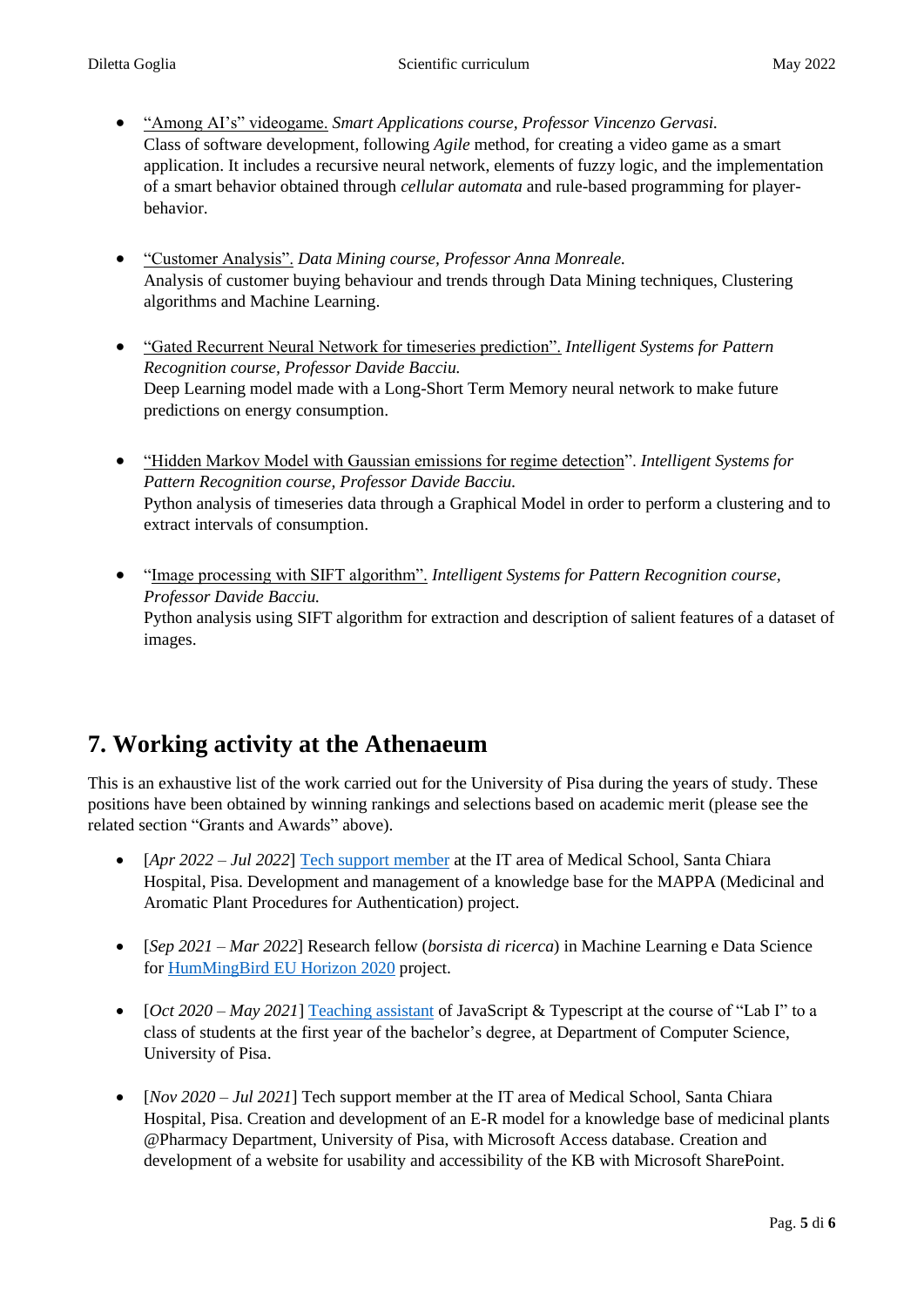- "Among AI's" videogame. *Smart Applications course, Professor Vincenzo Gervasi.*
  Class of software development, following *Agile* method, for creating a video game as a smart application. It includes a recursive neural network, elements of fuzzy logic, and the implementation of a smart behavior obtained through *cellular automata* and rule-based programming for player-behavior.

- "Customer Analysis". *Data Mining course, Professor Anna Monreale.*
  Analysis of customer buying behaviour and trends through Data Mining techniques, Clustering algorithms and Machine Learning.

- "Gated Recurrent Neural Network for timeseries prediction". *Intelligent Systems for Pattern Recognition course, Professor Davide Bacciu.*
  Deep Learning model made with a Long-Short Term Memory neural network to make future predictions on energy consumption.

- "Hidden Markov Model with Gaussian emissions for regime detection". *Intelligent Systems for Pattern Recognition course, Professor Davide Bacciu.*
  Python analysis of timeseries data through a Graphical Model in order to perform a clustering and to extract intervals of consumption.

- "Image processing with SIFT algorithm". *Intelligent Systems for Pattern Recognition course, Professor Davide Bacciu.*
  Python analysis using SIFT algorithm for extraction and description of salient features of a dataset of images.

## 7. Working activity at the Athenaeum

This is an exhaustive list of the work carried out for the University of Pisa during the years of study. These positions have been obtained by winning rankings and selections based on academic merit (please see the related section "Grants and Awards" above).

- [*Apr 2022 – Jul 2022*] Tech support member at the IT area of Medical School, Santa Chiara Hospital, Pisa. Development and management of a knowledge base for the MAPPA (Medicinal and Aromatic Plant Procedures for Authentication) project.

- [*Sep 2021 – Mar 2022*] Research fellow (*borsista di ricerca*) in Machine Learning e Data Science for HumMingBird EU Horizon 2020 project.

- [*Oct 2020 – May 2021*] Teaching assistant of JavaScript & Typescript at the course of "Lab I" to a class of students at the first year of the bachelor's degree, at Department of Computer Science, University of Pisa.

- [*Nov 2020 – Jul 2021*] Tech support member at the IT area of Medical School, Santa Chiara Hospital, Pisa. Creation and development of an E-R model for a knowledge base of medicinal plants @Pharmacy Department, University of Pisa, with Microsoft Access database. Creation and development of a website for usability and accessibility of the KB with Microsoft SharePoint.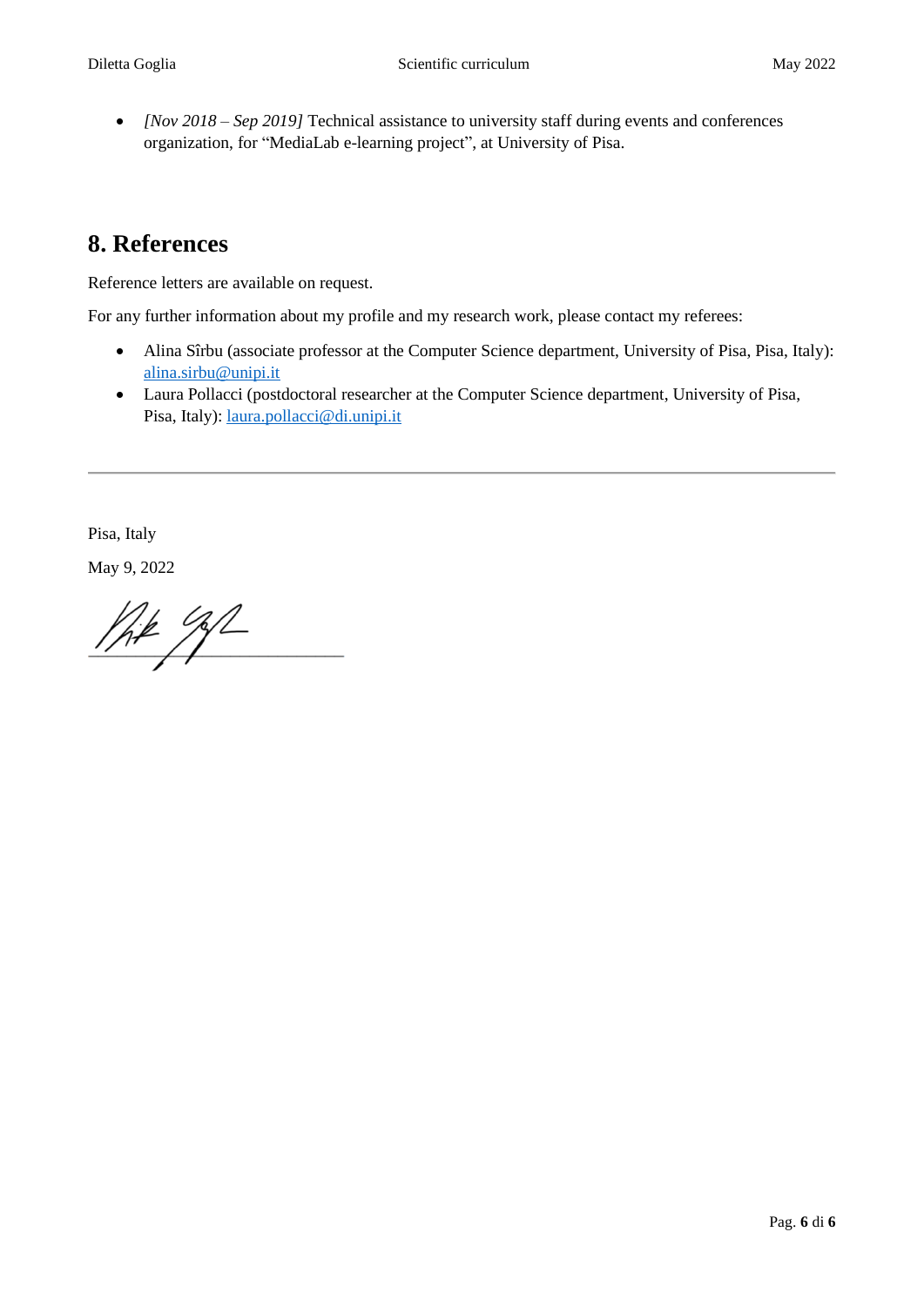- *[Nov 2018 – Sep 2019]* Technical assistance to university staff during events and conferences organization, for “MediaLab e-learning project”, at University of Pisa.

## 8. References

Reference letters are available on request.

For any further information about my profile and my research work, please contact my referees:

- Alina Sîrbu (associate professor at the Computer Science department, University of Pisa, Pisa, Italy): alina.sirbu@unipi.it
- Laura Pollacci (postdoctoral researcher at the Computer Science department, University of Pisa, Pisa, Italy): laura.pollacci@di.unipi.it

---

Pisa, Italy

May 9, 2022